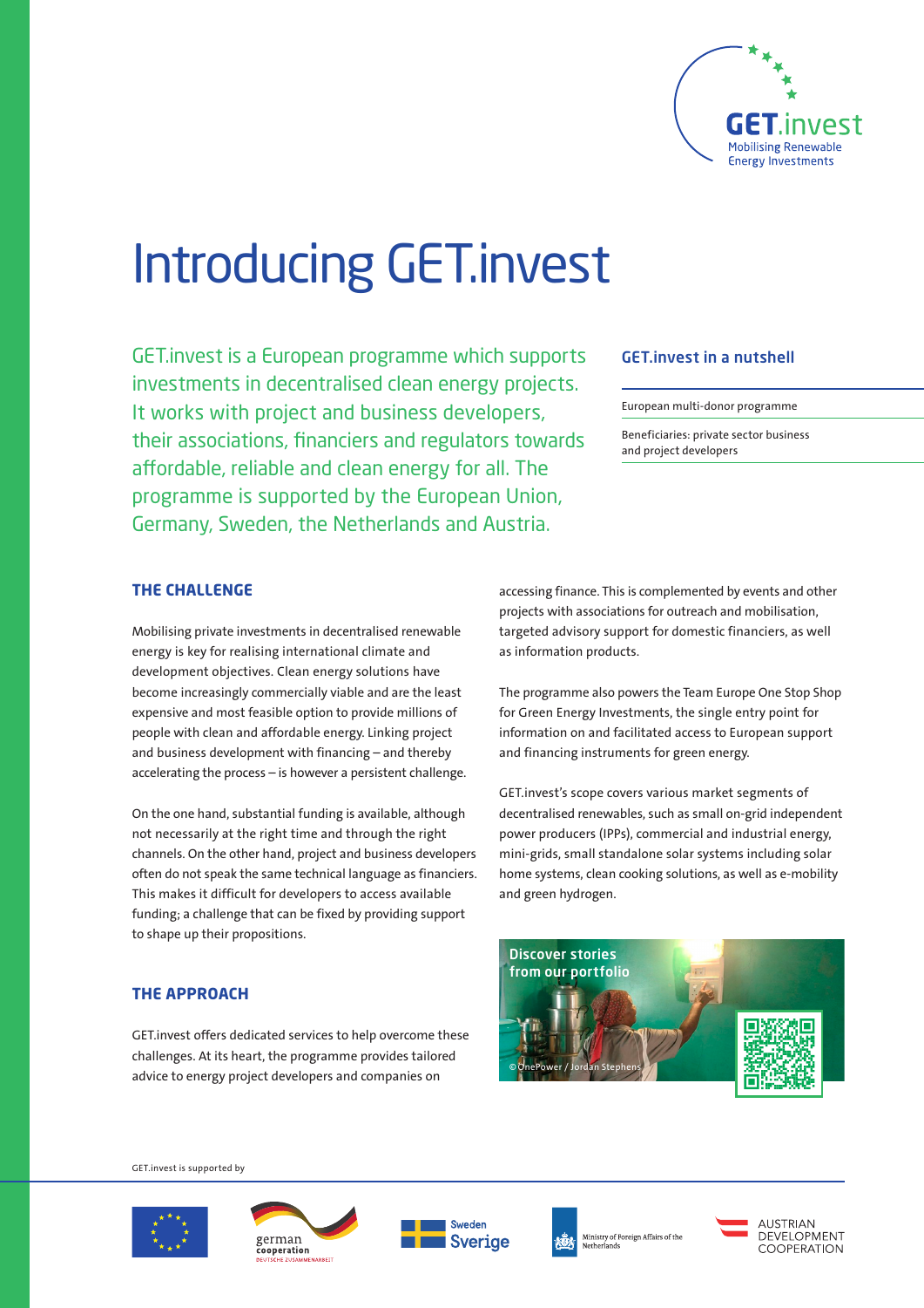# Introducing GET.invest

GET.invest is a European programme which supports investments in decentralised clean energy projects. It works with project and business developers, their associations, financiers and regulators towards affordable, reliable and clean energy for all. The programme is supported by the European Union, Germany, Sweden, the Netherlands and Austria.

### GET.invest in a nutshell

European multi-donor programme

Beneficiaries: private sector business and project developers

## THE CHALLENGE

Mobilising private investments in decentralised renewable energy is key for realising international climate and development objectives. Clean energy solutions have become increasingly commercially viable and are the least expensive and most feasible option to provide millions of people with clean and affordable energy. Linking project and business development with financing – and thereby accelerating the process – is however a persistent challenge.

On the one hand, substantial funding is available, although not necessarily at the right time and through the right channels. On the other hand, project and business developers often do not speak the same technical language as financiers. This makes it difficult for developers to access available funding; a challenge that can be fixed by providing support to shape up their propositions.

## THE APPROACH

GET.invest offers dedicated services to help overcome these challenges. At its heart, the programme provides tailored advice to energy project developers and companies on accessing finance. This is complemented by events and other projects with associations for outreach and mobilisation, targeted advisory support for domestic financiers, as well as information products.

The programme also powers the Team Europe One Stop Shop for Green Energy Investments, the single entry point for information on and facilitated access to European support and financing instruments for green energy.

GET.invest's scope covers various market segments of decentralised renewables, such as small on-grid independent power producers (IPPs), commercial and industrial energy, mini-grids, small standalone solar systems including solar home systems, clean cooking solutions, as well as e-mobility and green hydrogen.

Discover stories from our portfolio

© OnePower / Jordan Stephens

GET.invest is supported by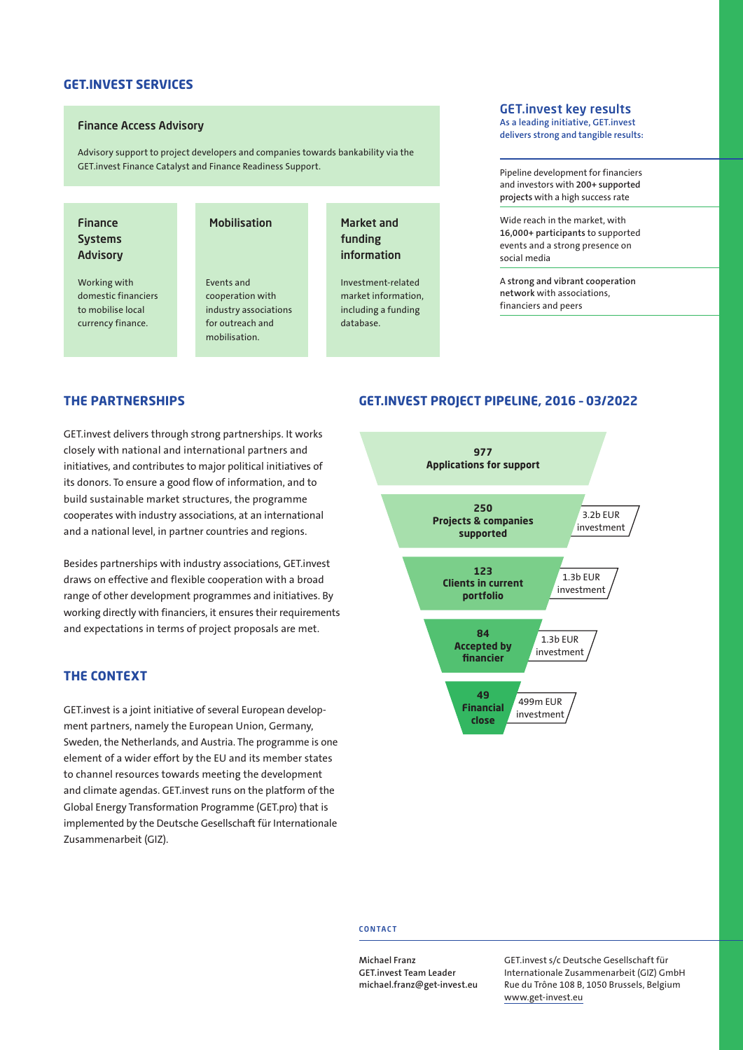## GET.INVEST SERVICES

### Finance Access Advisory

Advisory support to project developers and companies towards bankability via the GET.invest Finance Catalyst and Finance Readiness Support.

### Finance Systems Advisory

Working with domestic financiers to mobilise local currency finance.

### Mobilisation

Events and cooperation with industry associations for outreach and mobilisation.

### Market and funding information

Investment-related market information, including a funding database.

## GET.invest key results

**As a leading initiative, GET.invest delivers strong and tangible results:**

- Pipeline development for financiers and investors with **200+ supported projects** with a high success rate
- Wide reach in the market, with **16,000+ participants** to supported events and a strong presence on social media
- A **strong and vibrant cooperation network** with associations, financiers and peers

## THE PARTNERSHIPS

GET.invest delivers through strong partnerships. It works closely with national and international partners and initiatives, and contributes to major political initiatives of its donors. To ensure a good flow of information, and to build sustainable market structures, the programme cooperates with industry associations, at an international and a national level, in partner countries and regions.

Besides partnerships with industry associations, GET.invest draws on effective and flexible cooperation with a broad range of other development programmes and initiatives. By working directly with financiers, it ensures their requirements and expectations in terms of project proposals are met.

## THE CONTEXT

GET.invest is a joint initiative of several European development partners, namely the European Union, Germany, Sweden, the Netherlands, and Austria. The programme is one element of a wider effort by the EU and its member states to channel resources towards meeting the development and climate agendas. GET.invest runs on the platform of the Global Energy Transformation Programme (GET.pro) that is implemented by the Deutsche Gesellschaft für Internationale Zusammenarbeit (GIZ).

## GET.INVEST PROJECT PIPELINE, 2016 - 03/2022

977
Applications for support

250
Projects & companies supported
3.2b EUR investment

123
Clients in current portfolio
1.3b EUR investment

84
Accepted by financier
1.3b EUR investment

49
Financial close
499m EUR investment

**CONTACT**

**Michael Franz**
**GET.invest Team Leader**
**michael.franz@get-invest.eu**

GET.invest s/c Deutsche Gesellschaft für Internationale Zusammenarbeit (GIZ) GmbH
Rue du Trône 108 B, 1050 Brussels, Belgium
www.get-invest.eu